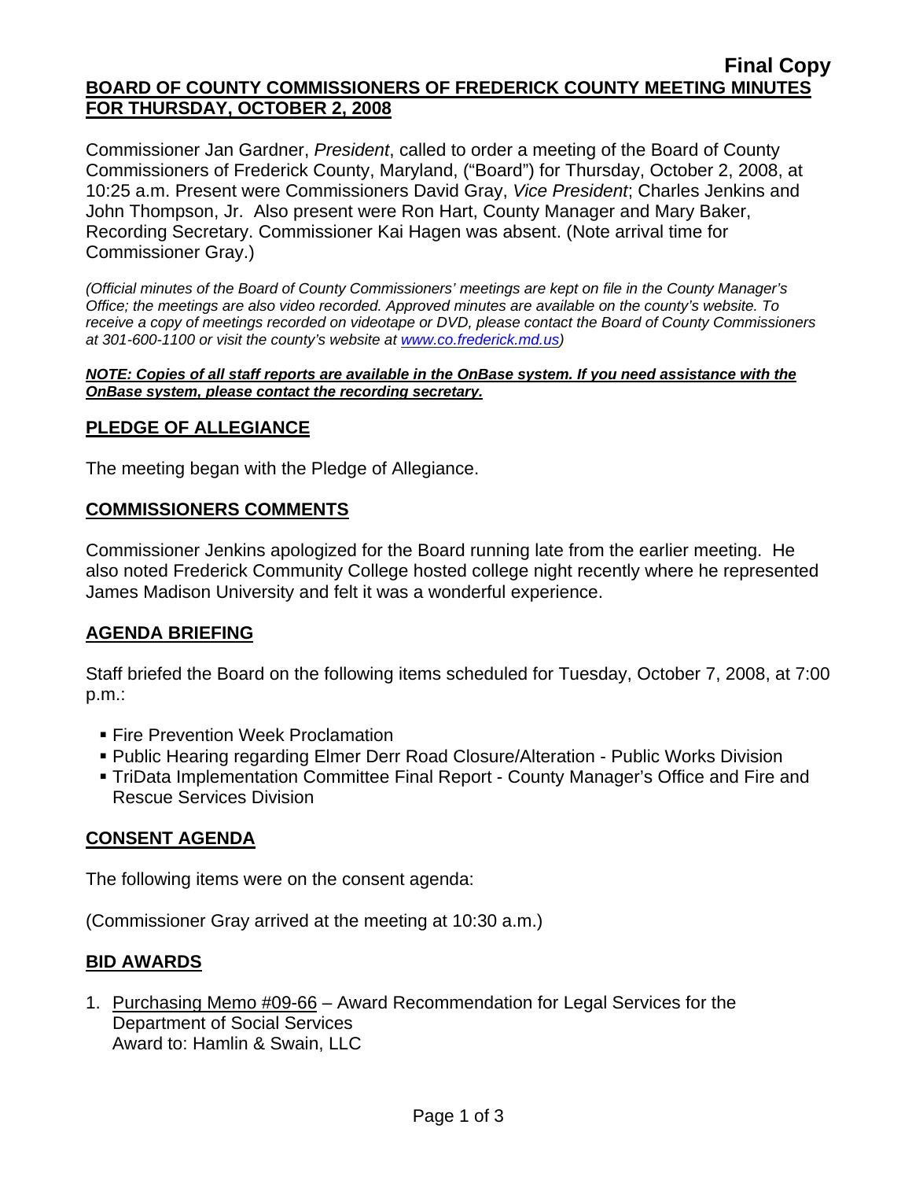**Final Copy**

# BOARD OF COUNTY COMMISSIONERS OF FREDERICK COUNTY MEETING MINUTES FOR THURSDAY, OCTOBER 2, 2008

Commissioner Jan Gardner, *President*, called to order a meeting of the Board of County Commissioners of Frederick County, Maryland, ("Board") for Thursday, October 2, 2008, at 10:25 a.m. Present were Commissioners David Gray, *Vice President*; Charles Jenkins and John Thompson, Jr. Also present were Ron Hart, County Manager and Mary Baker, Recording Secretary. Commissioner Kai Hagen was absent. (Note arrival time for Commissioner Gray.)

*(Official minutes of the Board of County Commissioners' meetings are kept on file in the County Manager's Office; the meetings are also video recorded. Approved minutes are available on the county's website. To receive a copy of meetings recorded on videotape or DVD, please contact the Board of County Commissioners at 301-600-1100 or visit the county's website at [www.co.frederick.md.us](www.co.frederick.md.us))*

***NOTE: Copies of all staff reports are available in the OnBase system. If you need assistance with the OnBase system, please contact the recording secretary.***

## PLEDGE OF ALLEGIANCE

The meeting began with the Pledge of Allegiance.

## COMMISSIONERS COMMENTS

Commissioner Jenkins apologized for the Board running late from the earlier meeting. He also noted Frederick Community College hosted college night recently where he represented James Madison University and felt it was a wonderful experience.

## AGENDA BRIEFING

Staff briefed the Board on the following items scheduled for Tuesday, October 7, 2008, at 7:00 p.m.:

- Fire Prevention Week Proclamation
- Public Hearing regarding Elmer Derr Road Closure/Alteration - Public Works Division
- TriData Implementation Committee Final Report - County Manager's Office and Fire and Rescue Services Division

## CONSENT AGENDA

The following items were on the consent agenda:

(Commissioner Gray arrived at the meeting at 10:30 a.m.)

## BID AWARDS

1. Purchasing Memo #09-66 – Award Recommendation for Legal Services for the Department of Social Services
   Award to: Hamlin & Swain, LLC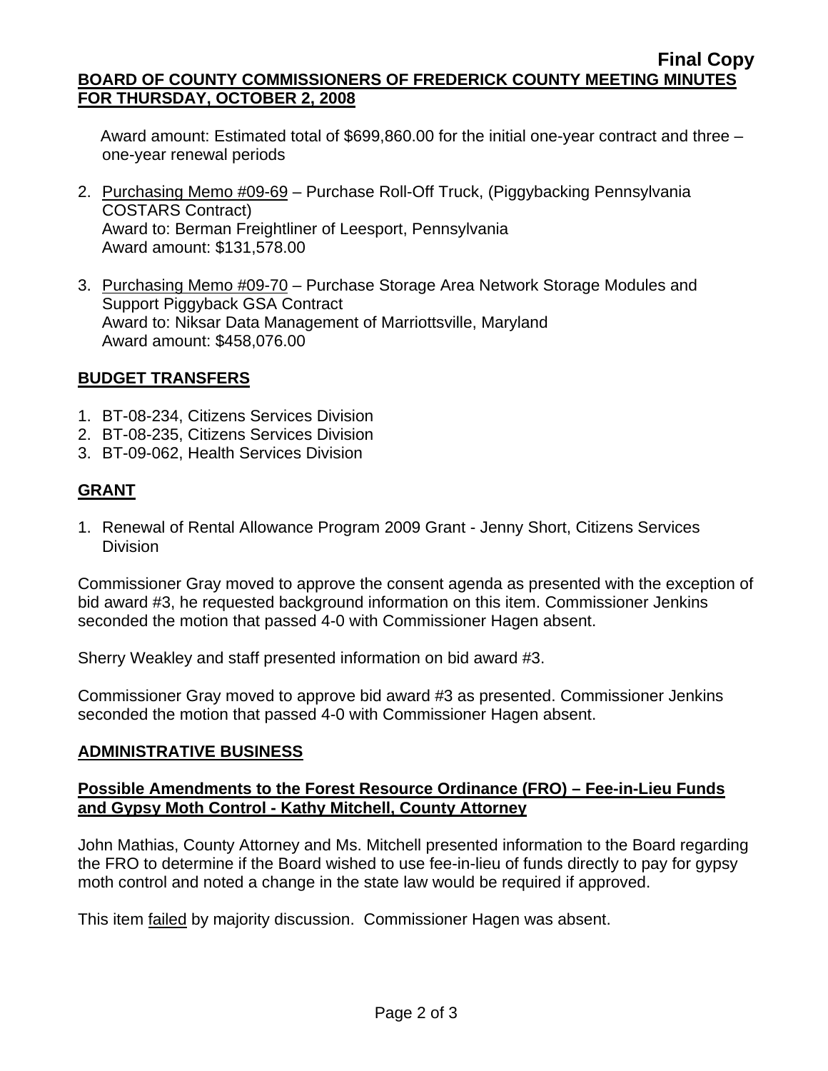Award amount: Estimated total of $699,860.00 for the initial one-year contract and three – one-year renewal periods

2. Purchasing Memo #09-69 – Purchase Roll-Off Truck, (Piggybacking Pennsylvania COSTARS Contract)
   Award to: Berman Freightliner of Leesport, Pennsylvania
   Award amount: $131,578.00

3. Purchasing Memo #09-70 – Purchase Storage Area Network Storage Modules and Support Piggyback GSA Contract
   Award to: Niksar Data Management of Marriottsville, Maryland
   Award amount: $458,076.00

## BUDGET TRANSFERS

1. BT-08-234, Citizens Services Division
2. BT-08-235, Citizens Services Division
3. BT-09-062, Health Services Division

## GRANT

1. Renewal of Rental Allowance Program 2009 Grant - Jenny Short, Citizens Services Division

Commissioner Gray moved to approve the consent agenda as presented with the exception of bid award #3, he requested background information on this item. Commissioner Jenkins seconded the motion that passed 4-0 with Commissioner Hagen absent.

Sherry Weakley and staff presented information on bid award #3.

Commissioner Gray moved to approve bid award #3 as presented. Commissioner Jenkins seconded the motion that passed 4-0 with Commissioner Hagen absent.

## ADMINISTRATIVE BUSINESS

### Possible Amendments to the Forest Resource Ordinance (FRO) – Fee-in-Lieu Funds and Gypsy Moth Control - Kathy Mitchell, County Attorney

John Mathias, County Attorney and Ms. Mitchell presented information to the Board regarding the FRO to determine if the Board wished to use fee-in-lieu of funds directly to pay for gypsy moth control and noted a change in the state law would be required if approved.

This item failed by majority discussion. Commissioner Hagen was absent.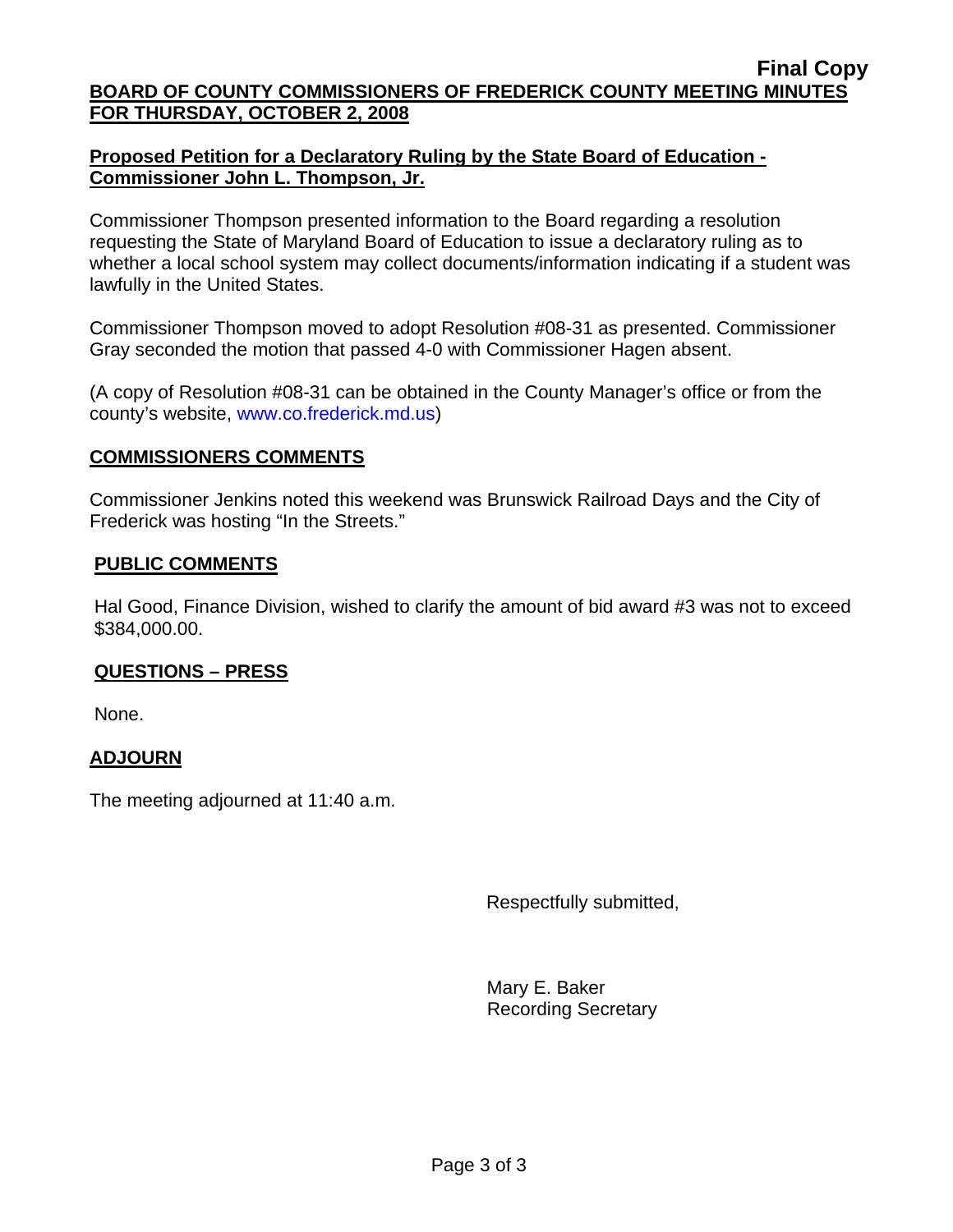**Final Copy**

**BOARD OF COUNTY COMMISSIONERS OF FREDERICK COUNTY MEETING MINUTES FOR THURSDAY, OCTOBER 2, 2008**

**Proposed Petition for a Declaratory Ruling by the State Board of Education - Commissioner John L. Thompson, Jr.**

Commissioner Thompson presented information to the Board regarding a resolution requesting the State of Maryland Board of Education to issue a declaratory ruling as to whether a local school system may collect documents/information indicating if a student was lawfully in the United States.

Commissioner Thompson moved to adopt Resolution #08-31 as presented. Commissioner Gray seconded the motion that passed 4-0 with Commissioner Hagen absent.

(A copy of Resolution #08-31 can be obtained in the County Manager's office or from the county's website, www.co.frederick.md.us)

## COMMISSIONERS COMMENTS

Commissioner Jenkins noted this weekend was Brunswick Railroad Days and the City of Frederick was hosting "In the Streets."

## PUBLIC COMMENTS

Hal Good, Finance Division, wished to clarify the amount of bid award #3 was not to exceed $384,000.00.

## QUESTIONS – PRESS

None.

## ADJOURN

The meeting adjourned at 11:40 a.m.

Respectfully submitted,

Mary E. Baker
Recording Secretary